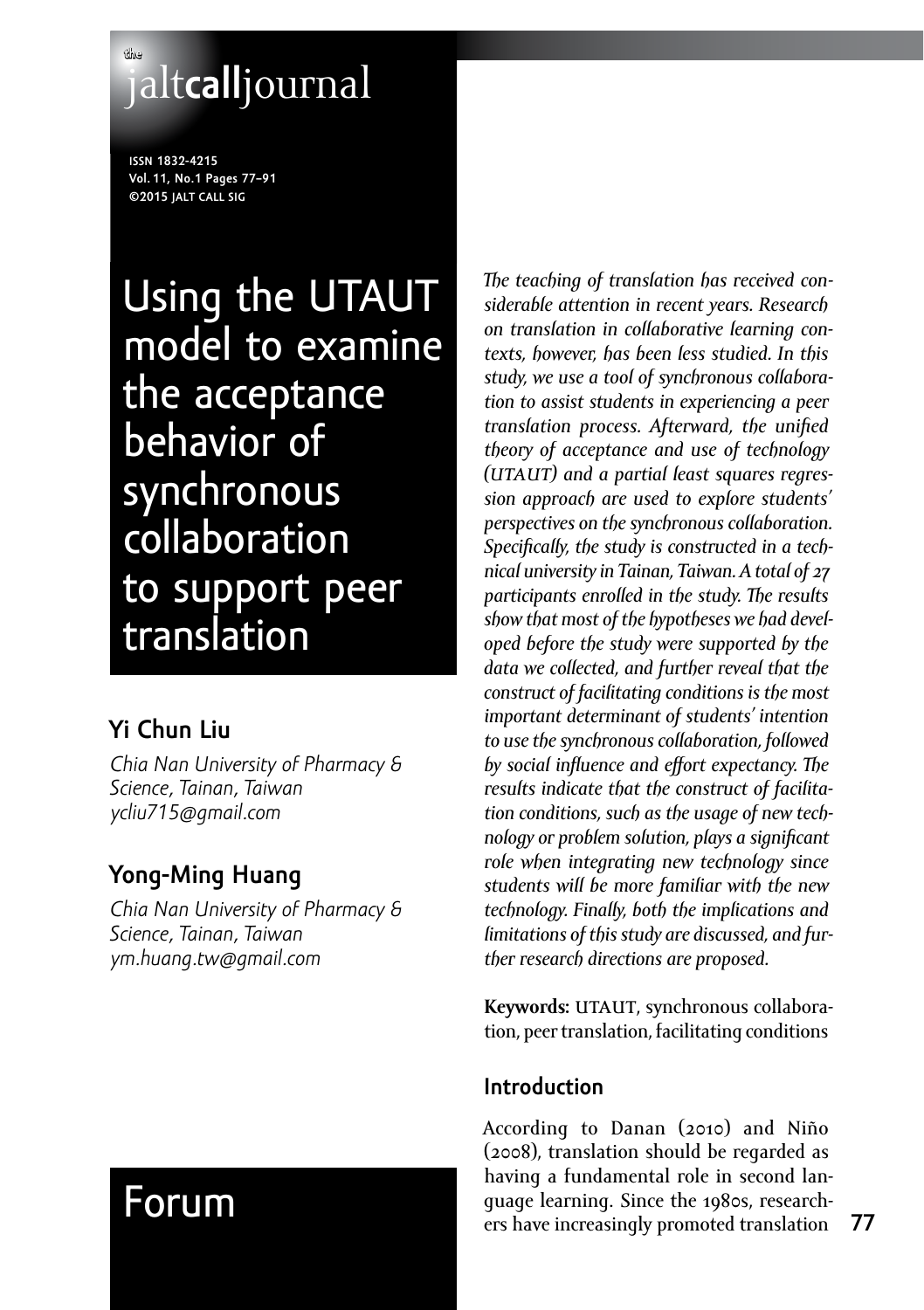# Using the UTAUT model to examine the acceptance behavior of synchronous collaboration to support peer translation

## Yi Chun Liu

*Chia Nan University of Pharmacy & Science, Tainan, Taiwan*
*ycliu715@gmail.com*

## Yong-Ming Huang

*Chia Nan University of Pharmacy & Science, Tainan, Taiwan*
*ym.huang.tw@gmail.com*

Forum

*The teaching of translation has received considerable attention in recent years. Research on translation in collaborative learning contexts, however, has been less studied. In this study, we use a tool of synchronous collaboration to assist students in experiencing a peer translation process. Afterward, the unified theory of acceptance and use of technology (UTAUT) and a partial least squares regression approach are used to explore students' perspectives on the synchronous collaboration. Specifically, the study is constructed in a technical university in Tainan, Taiwan. A total of 27 participants enrolled in the study. The results show that most of the hypotheses we had developed before the study were supported by the data we collected, and further reveal that the construct of facilitating conditions is the most important determinant of students' intention to use the synchronous collaboration, followed by social influence and effort expectancy. The results indicate that the construct of facilitation conditions, such as the usage of new technology or problem solution, plays a significant role when integrating new technology since students will be more familiar with the new technology. Finally, both the implications and limitations of this study are discussed, and further research directions are proposed.*

**Keywords:** UTAUT, synchronous collaboration, peer translation, facilitating conditions

## Introduction

According to Danan (2010) and Niño (2008), translation should be regarded as having a fundamental role in second language learning. Since the 1980s, researchers have increasingly promoted translation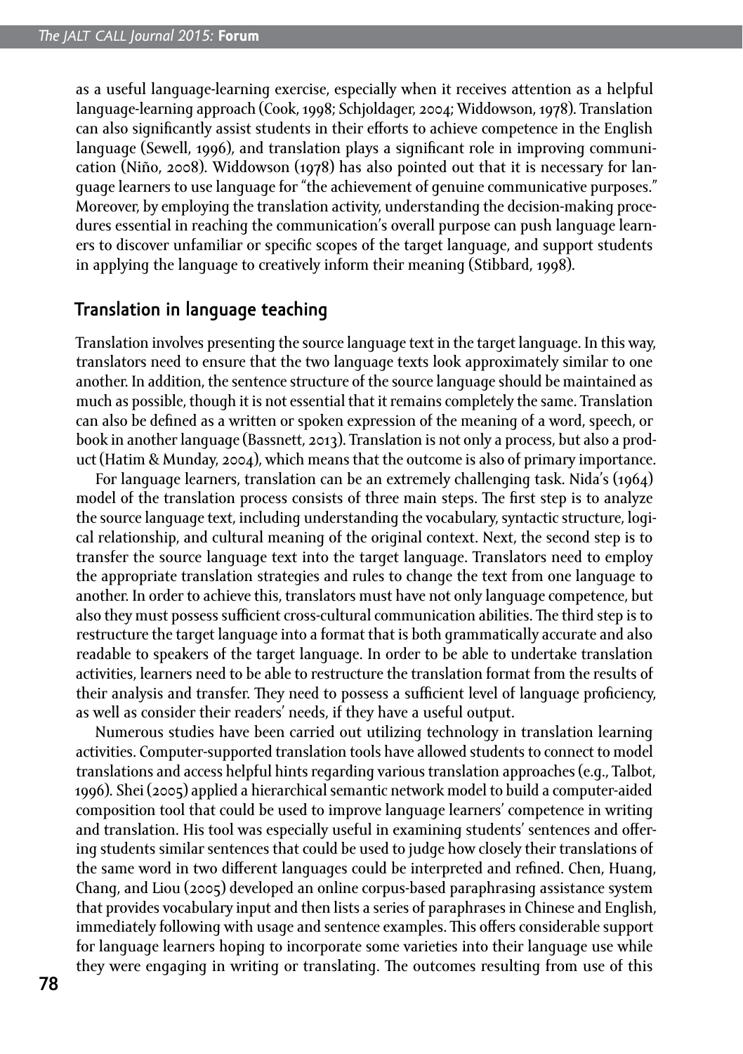as a useful language-learning exercise, especially when it receives attention as a helpful language-learning approach (Cook, 1998; Schjoldager, 2004; Widdowson, 1978). Translation can also significantly assist students in their efforts to achieve competence in the English language (Sewell, 1996), and translation plays a significant role in improving communication (Niño, 2008). Widdowson (1978) has also pointed out that it is necessary for language learners to use language for "the achievement of genuine communicative purposes." Moreover, by employing the translation activity, understanding the decision-making procedures essential in reaching the communication's overall purpose can push language learners to discover unfamiliar or specific scopes of the target language, and support students in applying the language to creatively inform their meaning (Stibbard, 1998).

## Translation in language teaching

Translation involves presenting the source language text in the target language. In this way, translators need to ensure that the two language texts look approximately similar to one another. In addition, the sentence structure of the source language should be maintained as much as possible, though it is not essential that it remains completely the same. Translation can also be defined as a written or spoken expression of the meaning of a word, speech, or book in another language (Bassnett, 2013). Translation is not only a process, but also a product (Hatim & Munday, 2004), which means that the outcome is also of primary importance.

For language learners, translation can be an extremely challenging task. Nida's (1964) model of the translation process consists of three main steps. The first step is to analyze the source language text, including understanding the vocabulary, syntactic structure, logical relationship, and cultural meaning of the original context. Next, the second step is to transfer the source language text into the target language. Translators need to employ the appropriate translation strategies and rules to change the text from one language to another. In order to achieve this, translators must have not only language competence, but also they must possess sufficient cross-cultural communication abilities. The third step is to restructure the target language into a format that is both grammatically accurate and also readable to speakers of the target language. In order to be able to undertake translation activities, learners need to be able to restructure the translation format from the results of their analysis and transfer. They need to possess a sufficient level of language proficiency, as well as consider their readers' needs, if they have a useful output.

Numerous studies have been carried out utilizing technology in translation learning activities. Computer-supported translation tools have allowed students to connect to model translations and access helpful hints regarding various translation approaches (e.g., Talbot, 1996). Shei (2005) applied a hierarchical semantic network model to build a computer-aided composition tool that could be used to improve language learners' competence in writing and translation. His tool was especially useful in examining students' sentences and offering students similar sentences that could be used to judge how closely their translations of the same word in two different languages could be interpreted and refined. Chen, Huang, Chang, and Liou (2005) developed an online corpus-based paraphrasing assistance system that provides vocabulary input and then lists a series of paraphrases in Chinese and English, immediately following with usage and sentence examples. This offers considerable support for language learners hoping to incorporate some varieties into their language use while they were engaging in writing or translating. The outcomes resulting from use of this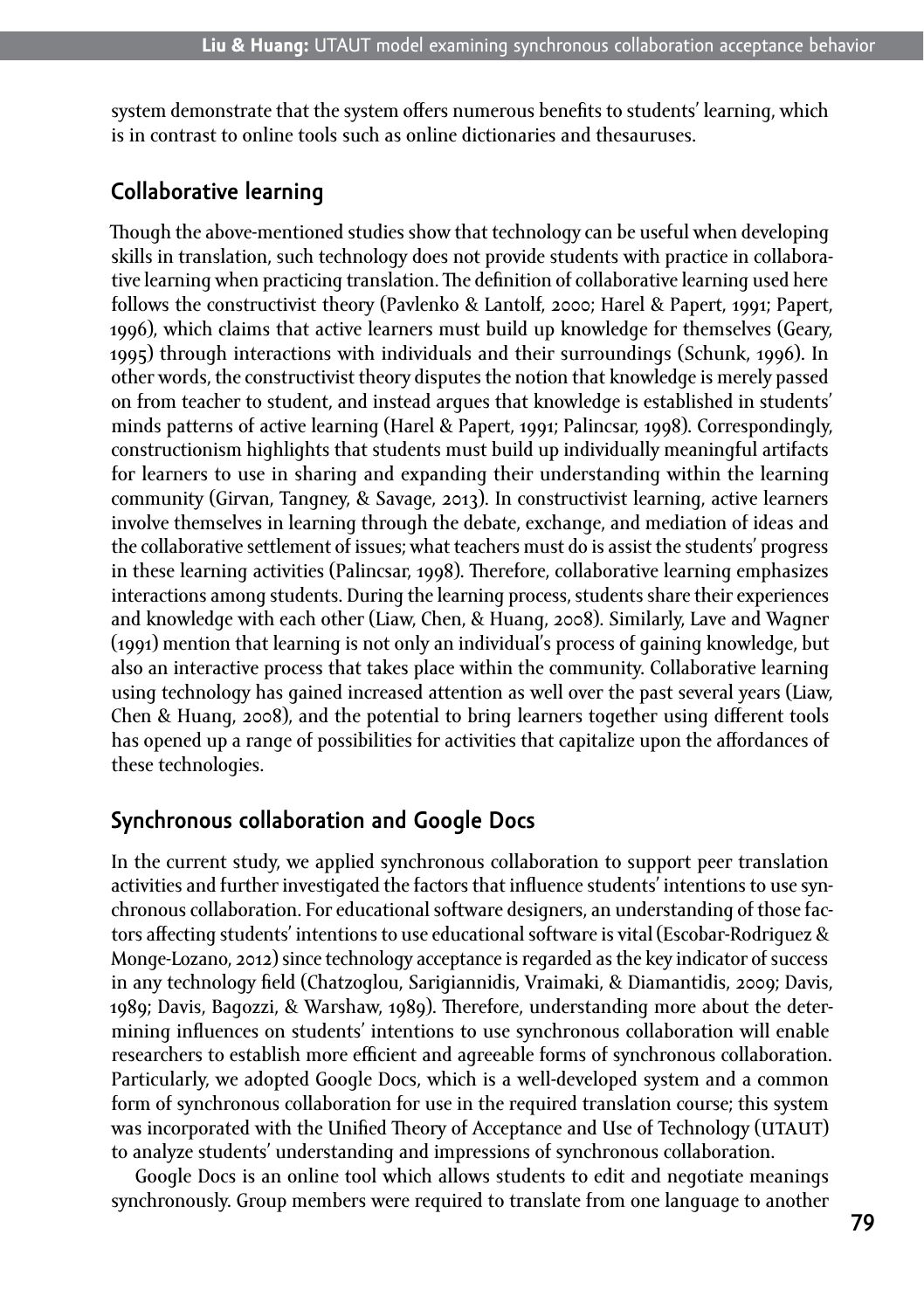system demonstrate that the system offers numerous benefits to students' learning, which is in contrast to online tools such as online dictionaries and thesauruses.

## Collaborative learning

Though the above-mentioned studies show that technology can be useful when developing skills in translation, such technology does not provide students with practice in collaborative learning when practicing translation. The definition of collaborative learning used here follows the constructivist theory (Pavlenko & Lantolf, 2000; Harel & Papert, 1991; Papert, 1996), which claims that active learners must build up knowledge for themselves (Geary, 1995) through interactions with individuals and their surroundings (Schunk, 1996). In other words, the constructivist theory disputes the notion that knowledge is merely passed on from teacher to student, and instead argues that knowledge is established in students' minds patterns of active learning (Harel & Papert, 1991; Palincsar, 1998). Correspondingly, constructionism highlights that students must build up individually meaningful artifacts for learners to use in sharing and expanding their understanding within the learning community (Girvan, Tangney, & Savage, 2013). In constructivist learning, active learners involve themselves in learning through the debate, exchange, and mediation of ideas and the collaborative settlement of issues; what teachers must do is assist the students' progress in these learning activities (Palincsar, 1998). Therefore, collaborative learning emphasizes interactions among students. During the learning process, students share their experiences and knowledge with each other (Liaw, Chen, & Huang, 2008). Similarly, Lave and Wagner (1991) mention that learning is not only an individual's process of gaining knowledge, but also an interactive process that takes place within the community. Collaborative learning using technology has gained increased attention as well over the past several years (Liaw, Chen & Huang, 2008), and the potential to bring learners together using different tools has opened up a range of possibilities for activities that capitalize upon the affordances of these technologies.

## Synchronous collaboration and Google Docs

In the current study, we applied synchronous collaboration to support peer translation activities and further investigated the factors that influence students' intentions to use synchronous collaboration. For educational software designers, an understanding of those factors affecting students' intentions to use educational software is vital (Escobar-Rodriguez & Monge-Lozano, 2012) since technology acceptance is regarded as the key indicator of success in any technology field (Chatzoglou, Sarigiannidis, Vraimaki, & Diamantidis, 2009; Davis, 1989; Davis, Bagozzi, & Warshaw, 1989). Therefore, understanding more about the determining influences on students' intentions to use synchronous collaboration will enable researchers to establish more efficient and agreeable forms of synchronous collaboration. Particularly, we adopted Google Docs, which is a well-developed system and a common form of synchronous collaboration for use in the required translation course; this system was incorporated with the Unified Theory of Acceptance and Use of Technology (UTAUT) to analyze students' understanding and impressions of synchronous collaboration.

Google Docs is an online tool which allows students to edit and negotiate meanings synchronously. Group members were required to translate from one language to another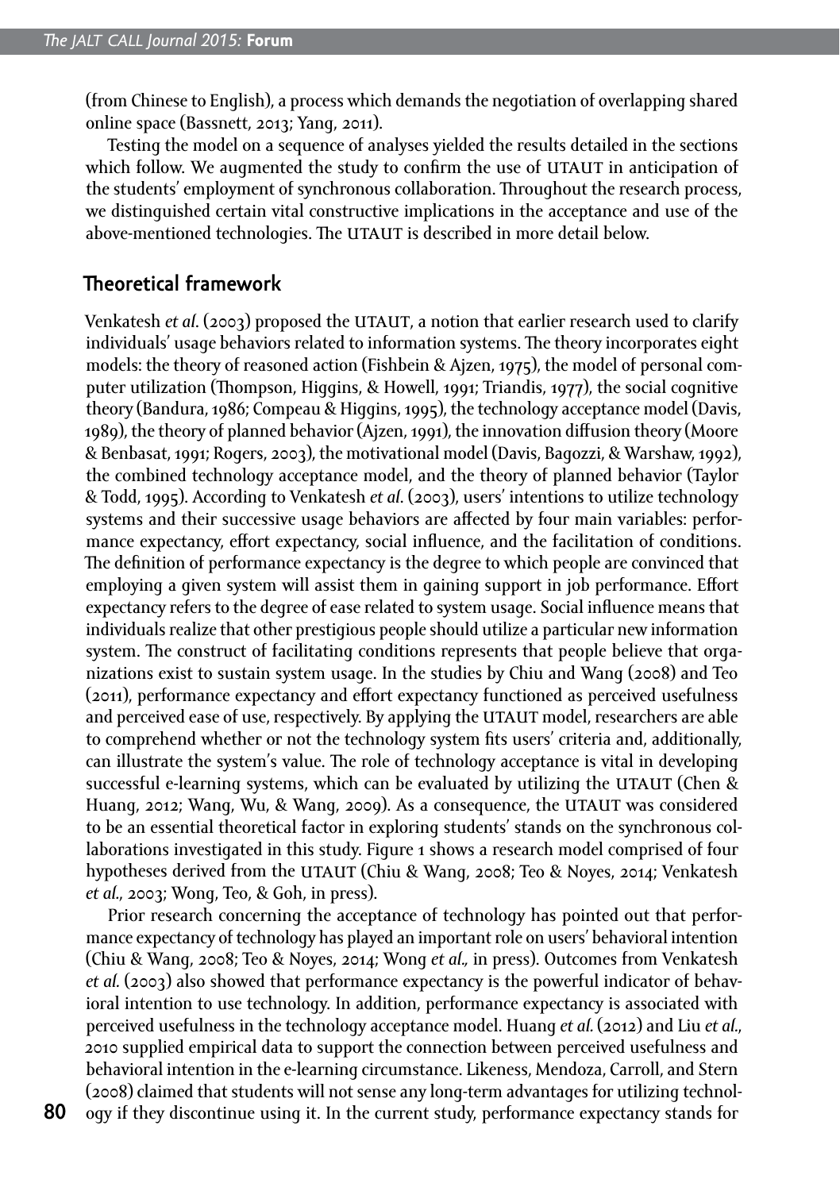(from Chinese to English), a process which demands the negotiation of overlapping shared online space (Bassnett, 2013; Yang, 2011).

Testing the model on a sequence of analyses yielded the results detailed in the sections which follow. We augmented the study to confirm the use of UTAUT in anticipation of the students' employment of synchronous collaboration. Throughout the research process, we distinguished certain vital constructive implications in the acceptance and use of the above-mentioned technologies. The UTAUT is described in more detail below.

## Theoretical framework

Venkatesh *et al.* (2003) proposed the UTAUT, a notion that earlier research used to clarify individuals' usage behaviors related to information systems. The theory incorporates eight models: the theory of reasoned action (Fishbein & Ajzen, 1975), the model of personal computer utilization (Thompson, Higgins, & Howell, 1991; Triandis, 1977), the social cognitive theory (Bandura, 1986; Compeau & Higgins, 1995), the technology acceptance model (Davis, 1989), the theory of planned behavior (Ajzen, 1991), the innovation diffusion theory (Moore & Benbasat, 1991; Rogers, 2003), the motivational model (Davis, Bagozzi, & Warshaw, 1992), the combined technology acceptance model, and the theory of planned behavior (Taylor & Todd, 1995). According to Venkatesh *et al.* (2003), users' intentions to utilize technology systems and their successive usage behaviors are affected by four main variables: performance expectancy, effort expectancy, social influence, and the facilitation of conditions. The definition of performance expectancy is the degree to which people are convinced that employing a given system will assist them in gaining support in job performance. Effort expectancy refers to the degree of ease related to system usage. Social influence means that individuals realize that other prestigious people should utilize a particular new information system. The construct of facilitating conditions represents that people believe that organizations exist to sustain system usage. In the studies by Chiu and Wang (2008) and Teo (2011), performance expectancy and effort expectancy functioned as perceived usefulness and perceived ease of use, respectively. By applying the UTAUT model, researchers are able to comprehend whether or not the technology system fits users' criteria and, additionally, can illustrate the system's value. The role of technology acceptance is vital in developing successful e-learning systems, which can be evaluated by utilizing the UTAUT (Chen & Huang, 2012; Wang, Wu, & Wang, 2009). As a consequence, the UTAUT was considered to be an essential theoretical factor in exploring students' stands on the synchronous collaborations investigated in this study. Figure 1 shows a research model comprised of four hypotheses derived from the UTAUT (Chiu & Wang, 2008; Teo & Noyes, 2014; Venkatesh *et al.*, 2003; Wong, Teo, & Goh, in press).

Prior research concerning the acceptance of technology has pointed out that performance expectancy of technology has played an important role on users' behavioral intention (Chiu & Wang, 2008; Teo & Noyes, 2014; Wong *et al.,* in press). Outcomes from Venkatesh *et al.* (2003) also showed that performance expectancy is the powerful indicator of behavioral intention to use technology. In addition, performance expectancy is associated with perceived usefulness in the technology acceptance model. Huang *et al.* (2012) and Liu *et al.*, 2010 supplied empirical data to support the connection between perceived usefulness and behavioral intention in the e-learning circumstance. Likeness, Mendoza, Carroll, and Stern (2008) claimed that students will not sense any long-term advantages for utilizing technology if they discontinue using it. In the current study, performance expectancy stands for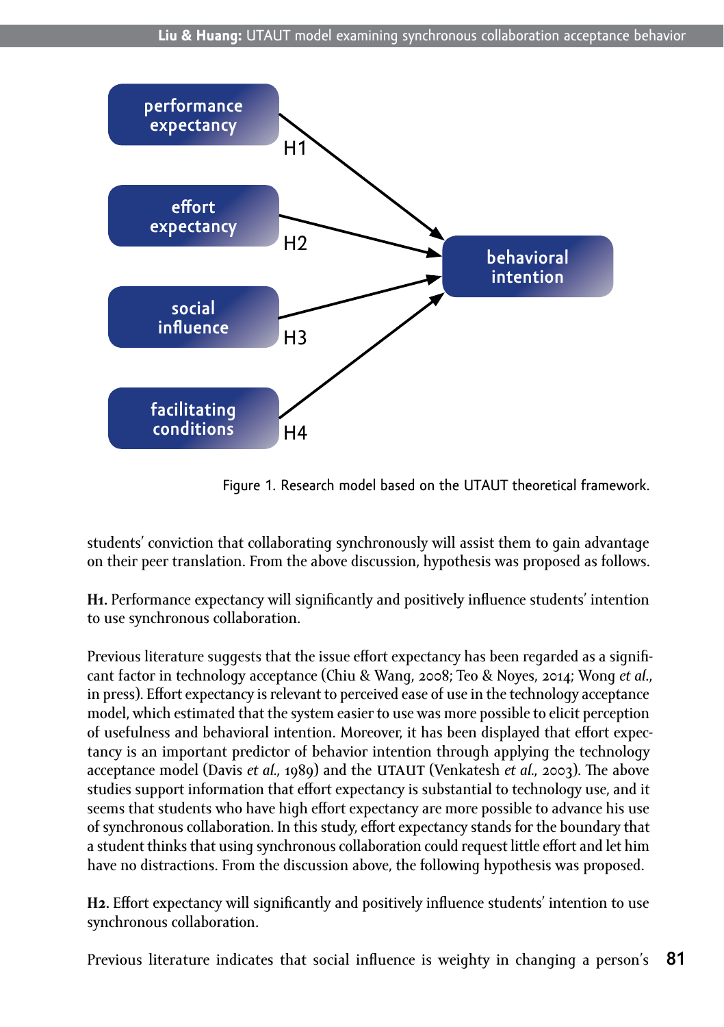Figure 1. Research model based on the UTAUT theoretical framework.

students' conviction that collaborating synchronously will assist them to gain advantage on their peer translation. From the above discussion, hypothesis was proposed as follows.

**H1.** Performance expectancy will significantly and positively influence students' intention to use synchronous collaboration.

Previous literature suggests that the issue effort expectancy has been regarded as a significant factor in technology acceptance (Chiu & Wang, 2008; Teo & Noyes, 2014; Wong *et al.*, in press). Effort expectancy is relevant to perceived ease of use in the technology acceptance model, which estimated that the system easier to use was more possible to elicit perception of usefulness and behavioral intention. Moreover, it has been displayed that effort expectancy is an important predictor of behavior intention through applying the technology acceptance model (Davis *et al.*, 1989) and the UTAUT (Venkatesh *et al.*, 2003). The above studies support information that effort expectancy is substantial to technology use, and it seems that students who have high effort expectancy are more possible to advance his use of synchronous collaboration. In this study, effort expectancy stands for the boundary that a student thinks that using synchronous collaboration could request little effort and let him have no distractions. From the discussion above, the following hypothesis was proposed.

**H2.** Effort expectancy will significantly and positively influence students' intention to use synchronous collaboration.

Previous literature indicates that social influence is weighty in changing a person's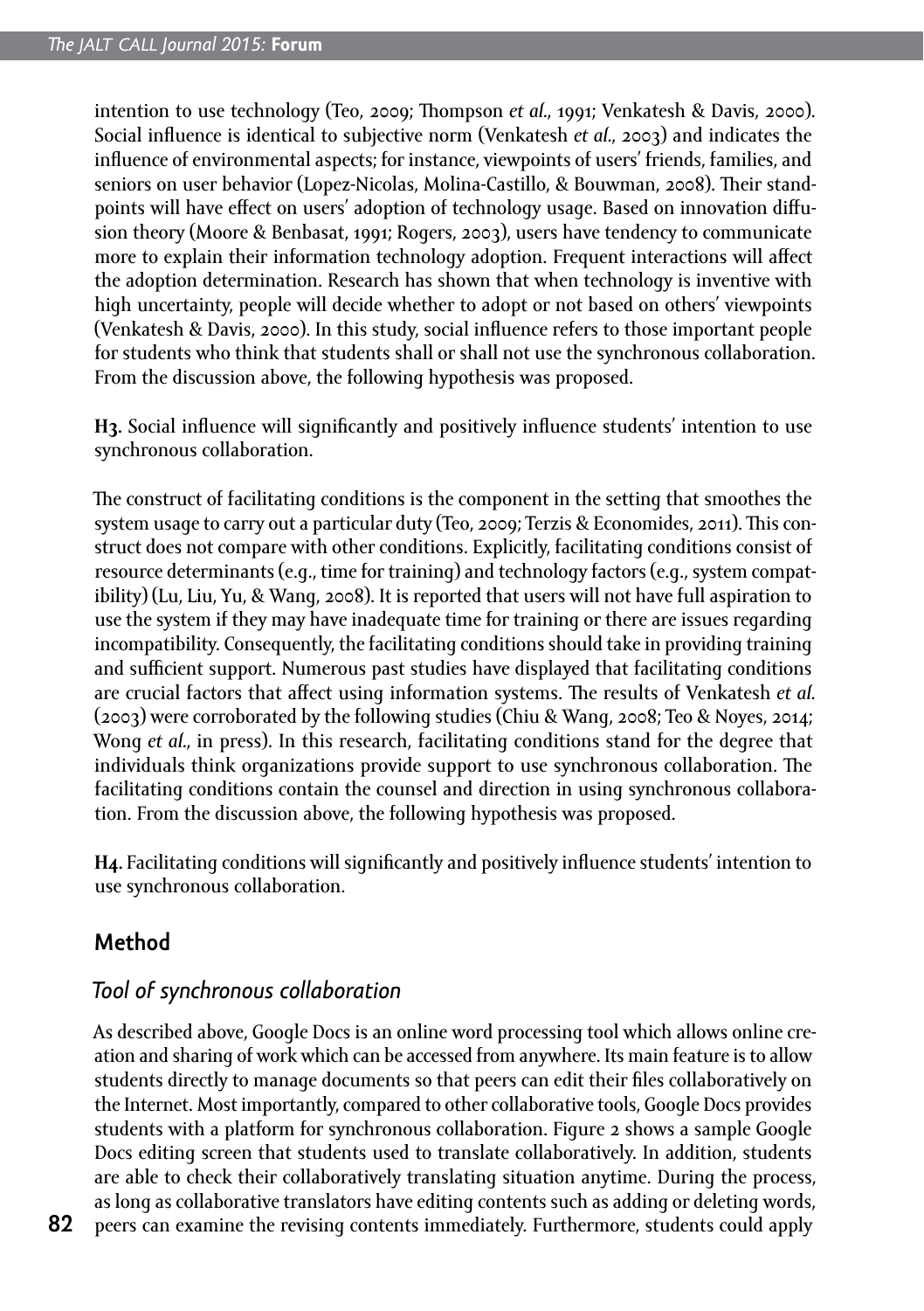intention to use technology (Teo, 2009; Thompson *et al.*, 1991; Venkatesh & Davis, 2000). Social influence is identical to subjective norm (Venkatesh *et al.*, 2003) and indicates the influence of environmental aspects; for instance, viewpoints of users' friends, families, and seniors on user behavior (Lopez-Nicolas, Molina-Castillo, & Bouwman, 2008). Their standpoints will have effect on users' adoption of technology usage. Based on innovation diffusion theory (Moore & Benbasat, 1991; Rogers, 2003), users have tendency to communicate more to explain their information technology adoption. Frequent interactions will affect the adoption determination. Research has shown that when technology is inventive with high uncertainty, people will decide whether to adopt or not based on others' viewpoints (Venkatesh & Davis, 2000). In this study, social influence refers to those important people for students who think that students shall or shall not use the synchronous collaboration. From the discussion above, the following hypothesis was proposed.

**H3.** Social influence will significantly and positively influence students' intention to use synchronous collaboration.

The construct of facilitating conditions is the component in the setting that smoothes the system usage to carry out a particular duty (Teo, 2009; Terzis & Economides, 2011). This construct does not compare with other conditions. Explicitly, facilitating conditions consist of resource determinants (e.g., time for training) and technology factors (e.g., system compatibility) (Lu, Liu, Yu, & Wang, 2008). It is reported that users will not have full aspiration to use the system if they may have inadequate time for training or there are issues regarding incompatibility. Consequently, the facilitating conditions should take in providing training and sufficient support. Numerous past studies have displayed that facilitating conditions are crucial factors that affect using information systems. The results of Venkatesh *et al.* (2003) were corroborated by the following studies (Chiu & Wang, 2008; Teo & Noyes, 2014; Wong *et al.*, in press). In this research, facilitating conditions stand for the degree that individuals think organizations provide support to use synchronous collaboration. The facilitating conditions contain the counsel and direction in using synchronous collaboration. From the discussion above, the following hypothesis was proposed.

**H4.** Facilitating conditions will significantly and positively influence students' intention to use synchronous collaboration.

## Method

### *Tool of synchronous collaboration*

As described above, Google Docs is an online word processing tool which allows online creation and sharing of work which can be accessed from anywhere. Its main feature is to allow students directly to manage documents so that peers can edit their files collaboratively on the Internet. Most importantly, compared to other collaborative tools, Google Docs provides students with a platform for synchronous collaboration. Figure 2 shows a sample Google Docs editing screen that students used to translate collaboratively. In addition, students are able to check their collaboratively translating situation anytime. During the process, as long as collaborative translators have editing contents such as adding or deleting words, peers can examine the revising contents immediately. Furthermore, students could apply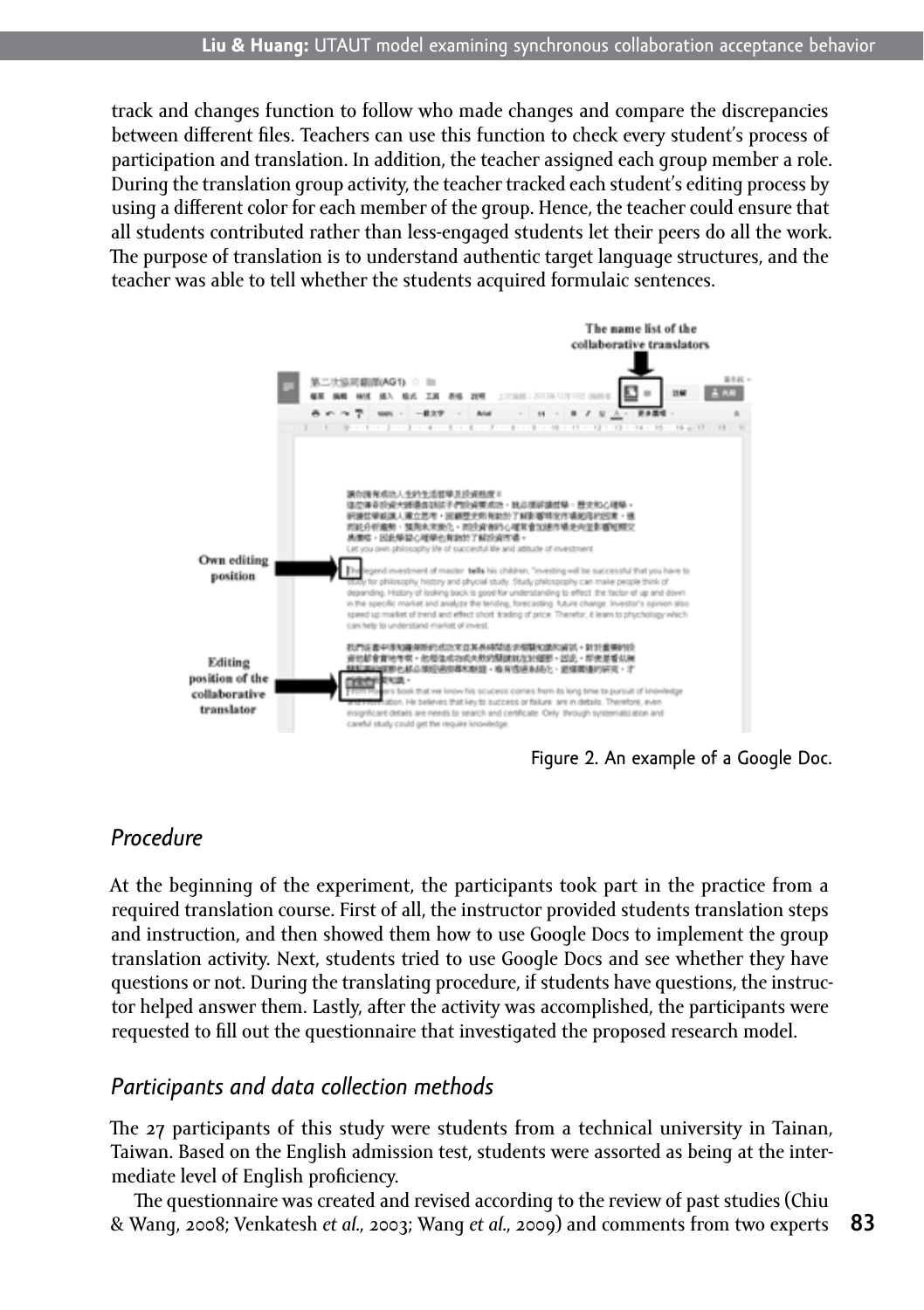track and changes function to follow who made changes and compare the discrepancies between different files. Teachers can use this function to check every student's process of participation and translation. In addition, the teacher assigned each group member a role. During the translation group activity, the teacher tracked each student's editing process by using a different color for each member of the group. Hence, the teacher could ensure that all students contributed rather than less-engaged students let their peers do all the work. The purpose of translation is to understand authentic target language structures, and the teacher was able to tell whether the students acquired formulaic sentences.

Figure 2. An example of a Google Doc.

## *Procedure*

At the beginning of the experiment, the participants took part in the practice from a required translation course. First of all, the instructor provided students translation steps and instruction, and then showed them how to use Google Docs to implement the group translation activity. Next, students tried to use Google Docs and see whether they have questions or not. During the translating procedure, if students have questions, the instructor helped answer them. Lastly, after the activity was accomplished, the participants were requested to fill out the questionnaire that investigated the proposed research model.

## *Participants and data collection methods*

The 27 participants of this study were students from a technical university in Tainan, Taiwan. Based on the English admission test, students were assorted as being at the intermediate level of English proficiency.

The questionnaire was created and revised according to the review of past studies (Chiu & Wang, 2008; Venkatesh *et al.*, 2003; Wang *et al.*, 2009) and comments from two experts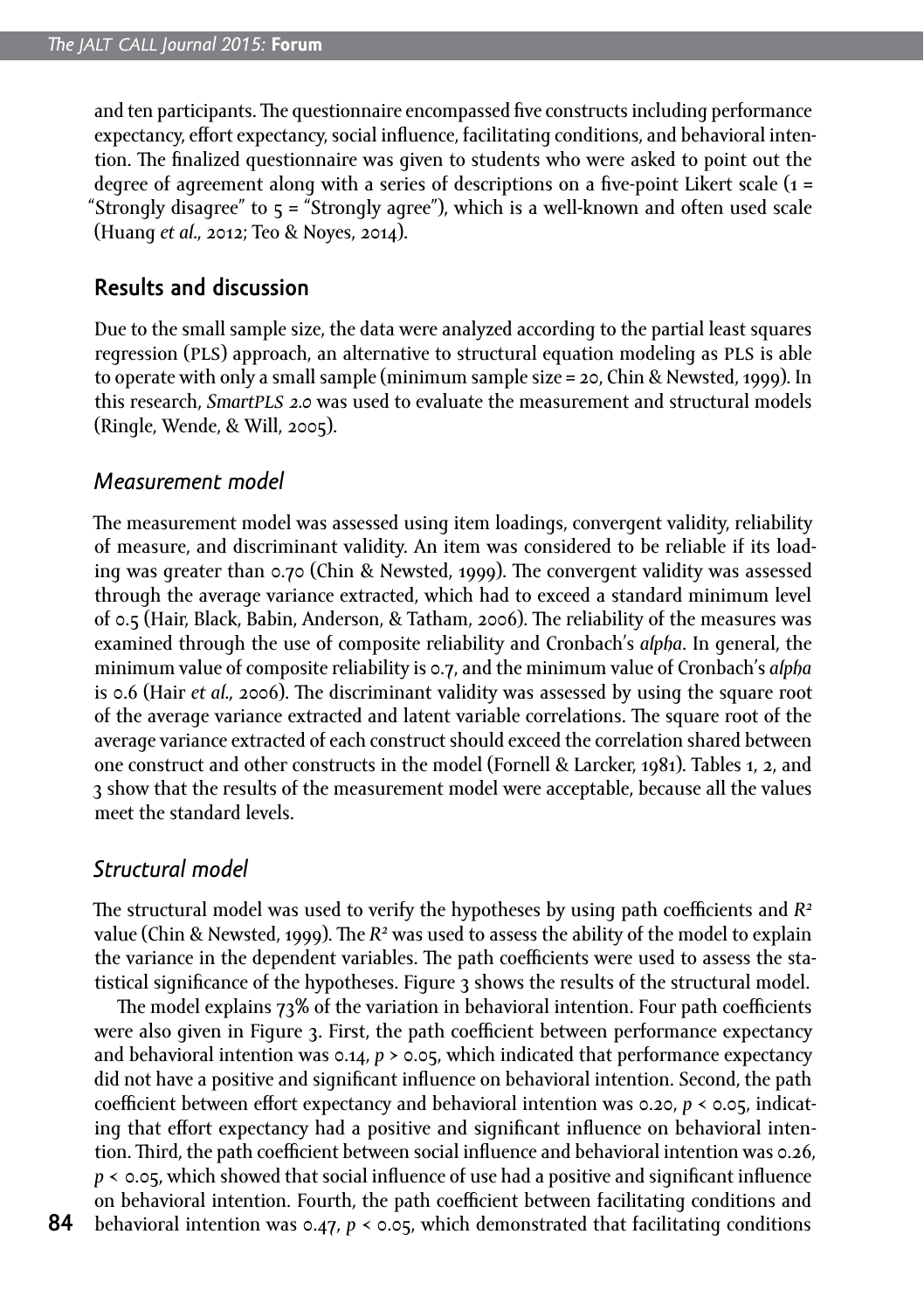and ten participants. The questionnaire encompassed five constructs including performance expectancy, effort expectancy, social influence, facilitating conditions, and behavioral intention. The finalized questionnaire was given to students who were asked to point out the degree of agreement along with a series of descriptions on a five-point Likert scale (1 = "Strongly disagree" to 5 = "Strongly agree"), which is a well-known and often used scale (Huang *et al.*, 2012; Teo & Noyes, 2014).

## Results and discussion

Due to the small sample size, the data were analyzed according to the partial least squares regression (PLS) approach, an alternative to structural equation modeling as PLS is able to operate with only a small sample (minimum sample size = 20, Chin & Newsted, 1999). In this research, *SmartPLS 2.0* was used to evaluate the measurement and structural models (Ringle, Wende, & Will, 2005).

### *Measurement model*

The measurement model was assessed using item loadings, convergent validity, reliability of measure, and discriminant validity. An item was considered to be reliable if its loading was greater than 0.70 (Chin & Newsted, 1999). The convergent validity was assessed through the average variance extracted, which had to exceed a standard minimum level of 0.5 (Hair, Black, Babin, Anderson, & Tatham, 2006). The reliability of the measures was examined through the use of composite reliability and Cronbach's *alpha*. In general, the minimum value of composite reliability is 0.7, and the minimum value of Cronbach's *alpha* is 0.6 (Hair *et al.*, 2006). The discriminant validity was assessed by using the square root of the average variance extracted and latent variable correlations. The square root of the average variance extracted of each construct should exceed the correlation shared between one construct and other constructs in the model (Fornell & Larcker, 1981). Tables 1, 2, and 3 show that the results of the measurement model were acceptable, because all the values meet the standard levels.

### *Structural model*

The structural model was used to verify the hypotheses by using path coefficients and $R^2$ value (Chin & Newsted, 1999). The $R^2$ was used to assess the ability of the model to explain the variance in the dependent variables. The path coefficients were used to assess the statistical significance of the hypotheses. Figure 3 shows the results of the structural model.

The model explains 73% of the variation in behavioral intention. Four path coefficients were also given in Figure 3. First, the path coefficient between performance expectancy and behavioral intention was 0.14, $p > 0.05$, which indicated that performance expectancy did not have a positive and significant influence on behavioral intention. Second, the path coefficient between effort expectancy and behavioral intention was 0.20, $p < 0.05$, indicating that effort expectancy had a positive and significant influence on behavioral intention. Third, the path coefficient between social influence and behavioral intention was 0.26, $p < 0.05$, which showed that social influence of use had a positive and significant influence on behavioral intention. Fourth, the path coefficient between facilitating conditions and behavioral intention was 0.47, $p < 0.05$, which demonstrated that facilitating conditions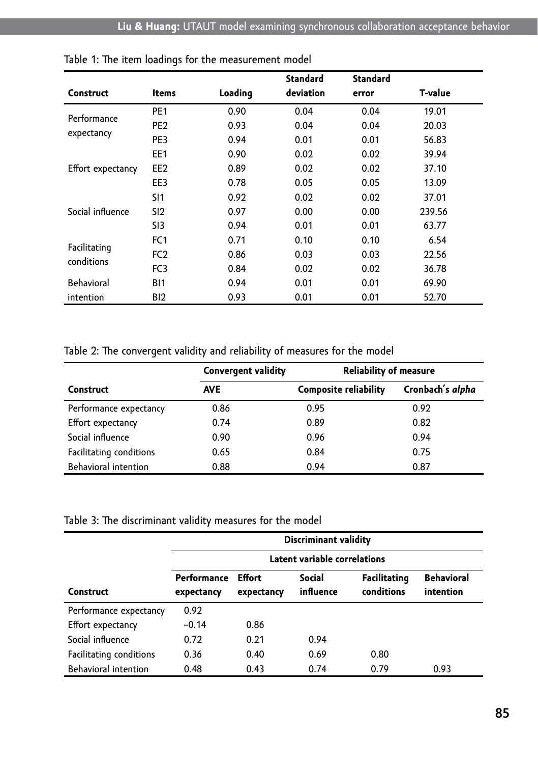Table 1: The item loadings for the measurement model

| Construct | Items | Loading | Standard deviation | Standard error | T-value |
|---|---|---|---|---|---|
| Performance expectancy | PE1 | 0.90 | 0.04 | 0.04 | 19.01 |
| | PE2 | 0.93 | 0.04 | 0.04 | 20.03 |
| | PE3 | 0.94 | 0.01 | 0.01 | 56.83 |
| Effort expectancy | EE1 | 0.90 | 0.02 | 0.02 | 39.94 |
| | EE2 | 0.89 | 0.02 | 0.02 | 37.10 |
| | EE3 | 0.78 | 0.05 | 0.05 | 13.09 |
| Social influence | SI1 | 0.92 | 0.02 | 0.02 | 37.01 |
| | SI2 | 0.97 | 0.00 | 0.00 | 239.56 |
| | SI3 | 0.94 | 0.01 | 0.01 | 63.77 |
| Facilitating conditions | FC1 | 0.71 | 0.10 | 0.10 | 6.54 |
| | FC2 | 0.86 | 0.03 | 0.03 | 22.56 |
| | FC3 | 0.84 | 0.02 | 0.02 | 36.78 |
| Behavioral intention | BI1 | 0.94 | 0.01 | 0.01 | 69.90 |
| | BI2 | 0.93 | 0.01 | 0.01 | 52.70 |

Table 2: The convergent validity and reliability of measures for the model

| | Convergent validity | Reliability of measure | |
|---|---|---|---|
| Construct | AVE | Composite reliability | Cronbach's *alpha* |
| Performance expectancy | 0.86 | 0.95 | 0.92 |
| Effort expectancy | 0.74 | 0.89 | 0.82 |
| Social influence | 0.90 | 0.96 | 0.94 |
| Facilitating conditions | 0.65 | 0.84 | 0.75 |
| Behavioral intention | 0.88 | 0.94 | 0.87 |

Table 3: The discriminant validity measures for the model

| | Discriminant validity | | | | |
|---|---|---|---|---|---|
| | Latent variable correlations | | | | |
| Construct | Performance expectancy | Effort expectancy | Social influence | Facilitating conditions | Behavioral intention |
| Performance expectancy | 0.92 | | | | |
| Effort expectancy | −0.14 | 0.86 | | | |
| Social influence | 0.72 | 0.21 | 0.94 | | |
| Facilitating conditions | 0.36 | 0.40 | 0.69 | 0.80 | |
| Behavioral intention | 0.48 | 0.43 | 0.74 | 0.79 | 0.93 |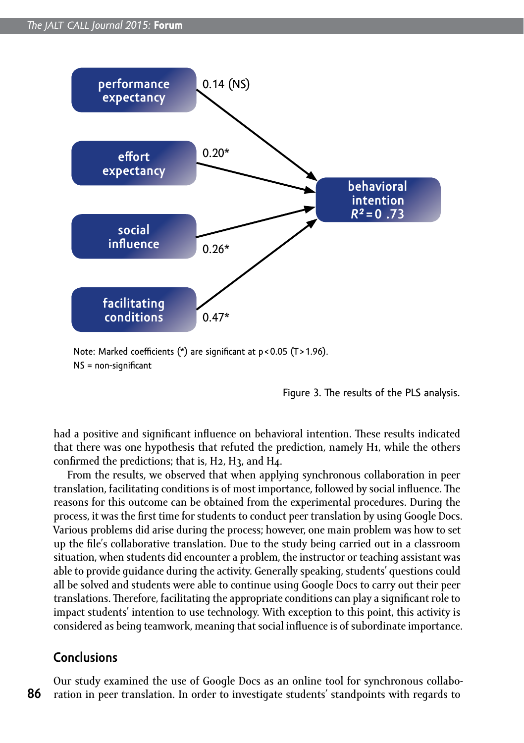performance expectancy → 0.14 (NS) → behavioral intention

effort expectancy → 0.20* → behavioral intention

social influence → 0.26* → behavioral intention

facilitating conditions → 0.47* → behavioral intention

behavioral intention $R^2 = 0.73$

Note: Marked coefficients (*) are significant at $p < 0.05$ ($T > 1.96$).
NS = non-significant

Figure 3. The results of the PLS analysis.

had a positive and significant influence on behavioral intention. These results indicated that there was one hypothesis that refuted the prediction, namely H1, while the others confirmed the predictions; that is, H2, H3, and H4.

From the results, we observed that when applying synchronous collaboration in peer translation, facilitating conditions is of most importance, followed by social influence. The reasons for this outcome can be obtained from the experimental procedures. During the process, it was the first time for students to conduct peer translation by using Google Docs. Various problems did arise during the process; however, one main problem was how to set up the file's collaborative translation. Due to the study being carried out in a classroom situation, when students did encounter a problem, the instructor or teaching assistant was able to provide guidance during the activity. Generally speaking, students' questions could all be solved and students were able to continue using Google Docs to carry out their peer translations. Therefore, facilitating the appropriate conditions can play a significant role to impact students' intention to use technology. With exception to this point, this activity is considered as being teamwork, meaning that social influence is of subordinate importance.

## Conclusions

Our study examined the use of Google Docs as an online tool for synchronous collaboration in peer translation. In order to investigate students' standpoints with regards to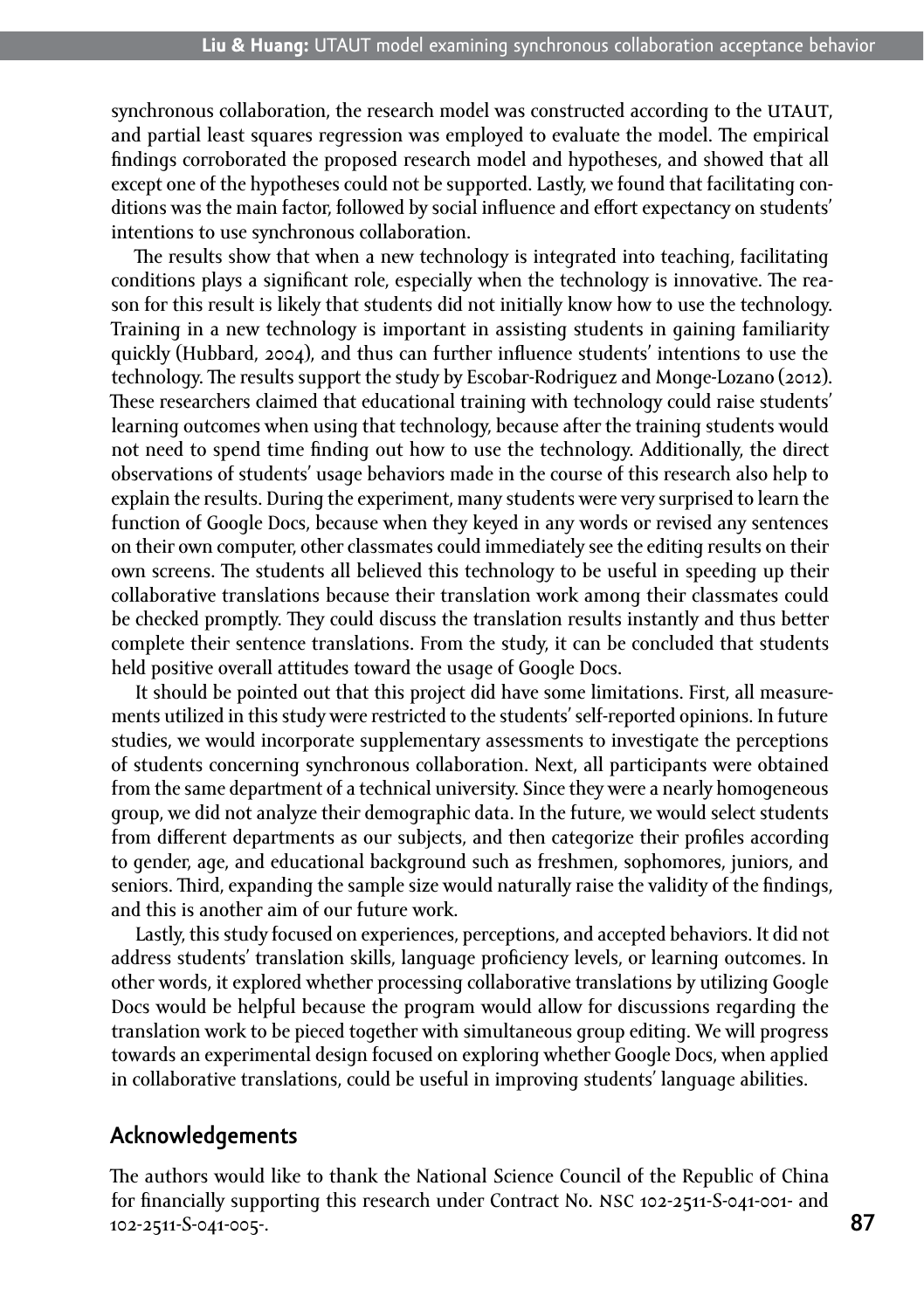synchronous collaboration, the research model was constructed according to the UTAUT, and partial least squares regression was employed to evaluate the model. The empirical findings corroborated the proposed research model and hypotheses, and showed that all except one of the hypotheses could not be supported. Lastly, we found that facilitating conditions was the main factor, followed by social influence and effort expectancy on students' intentions to use synchronous collaboration.

The results show that when a new technology is integrated into teaching, facilitating conditions plays a significant role, especially when the technology is innovative. The reason for this result is likely that students did not initially know how to use the technology. Training in a new technology is important in assisting students in gaining familiarity quickly (Hubbard, 2004), and thus can further influence students' intentions to use the technology. The results support the study by Escobar-Rodriguez and Monge-Lozano (2012). These researchers claimed that educational training with technology could raise students' learning outcomes when using that technology, because after the training students would not need to spend time finding out how to use the technology. Additionally, the direct observations of students' usage behaviors made in the course of this research also help to explain the results. During the experiment, many students were very surprised to learn the function of Google Docs, because when they keyed in any words or revised any sentences on their own computer, other classmates could immediately see the editing results on their own screens. The students all believed this technology to be useful in speeding up their collaborative translations because their translation work among their classmates could be checked promptly. They could discuss the translation results instantly and thus better complete their sentence translations. From the study, it can be concluded that students held positive overall attitudes toward the usage of Google Docs.

It should be pointed out that this project did have some limitations. First, all measurements utilized in this study were restricted to the students' self-reported opinions. In future studies, we would incorporate supplementary assessments to investigate the perceptions of students concerning synchronous collaboration. Next, all participants were obtained from the same department of a technical university. Since they were a nearly homogeneous group, we did not analyze their demographic data. In the future, we would select students from different departments as our subjects, and then categorize their profiles according to gender, age, and educational background such as freshmen, sophomores, juniors, and seniors. Third, expanding the sample size would naturally raise the validity of the findings, and this is another aim of our future work.

Lastly, this study focused on experiences, perceptions, and accepted behaviors. It did not address students' translation skills, language proficiency levels, or learning outcomes. In other words, it explored whether processing collaborative translations by utilizing Google Docs would be helpful because the program would allow for discussions regarding the translation work to be pieced together with simultaneous group editing. We will progress towards an experimental design focused on exploring whether Google Docs, when applied in collaborative translations, could be useful in improving students' language abilities.

## Acknowledgements

The authors would like to thank the National Science Council of the Republic of China for financially supporting this research under Contract No. NSC 102-2511-S-041-001- and 102-2511-S-041-005-.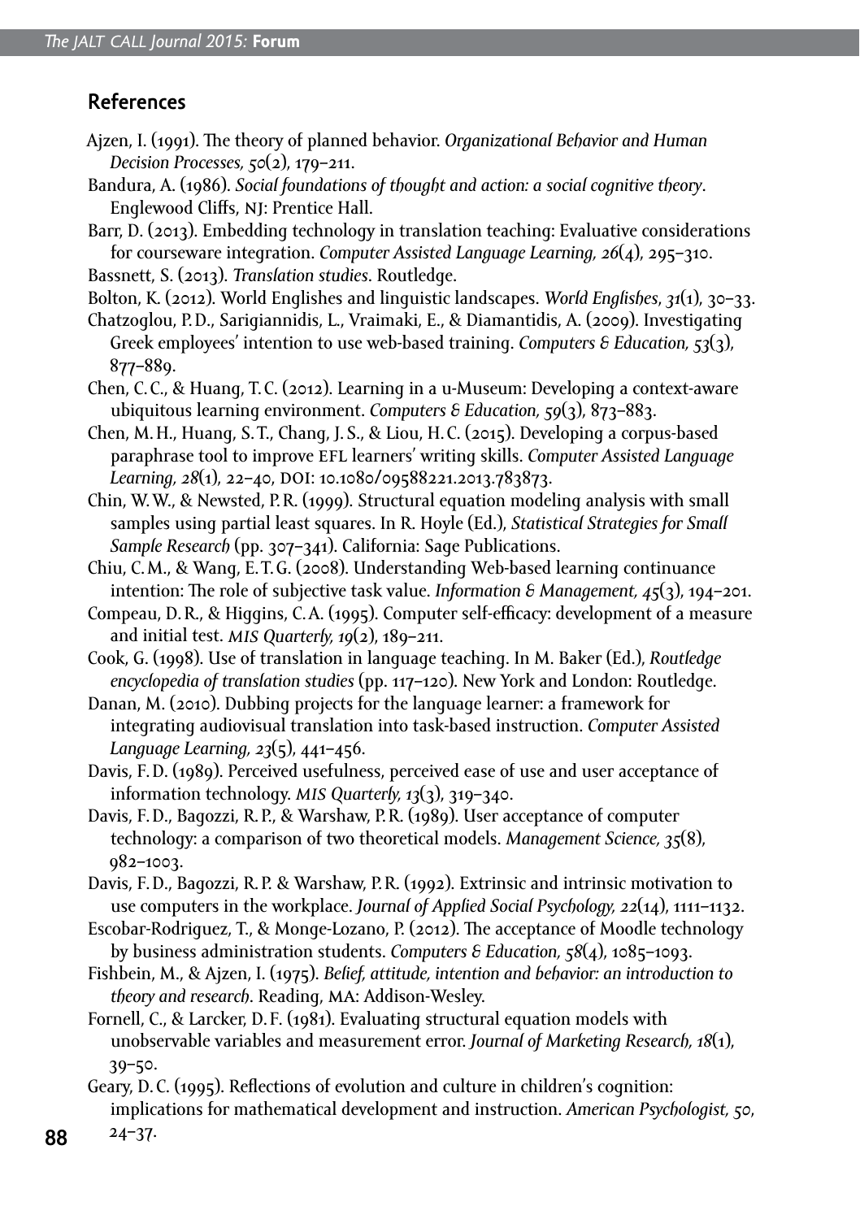## References

Ajzen, I. (1991). The theory of planned behavior. *Organizational Behavior and Human Decision Processes, 50*(2), 179–211.

Bandura, A. (1986). *Social foundations of thought and action: a social cognitive theory*. Englewood Cliffs, NJ: Prentice Hall.

Barr, D. (2013). Embedding technology in translation teaching: Evaluative considerations for courseware integration. *Computer Assisted Language Learning, 26*(4), 295–310.

Bassnett, S. (2013). *Translation studies*. Routledge.

Bolton, K. (2012). World Englishes and linguistic landscapes. *World Englishes, 31*(1), 30–33.

Chatzoglou, P. D., Sarigiannidis, L., Vraimaki, E., & Diamantidis, A. (2009). Investigating Greek employees' intention to use web-based training. *Computers & Education, 53*(3), 877–889.

Chen, C. C., & Huang, T. C. (2012). Learning in a u-Museum: Developing a context-aware ubiquitous learning environment. *Computers & Education, 59*(3), 873–883.

Chen, M. H., Huang, S. T., Chang, J. S., & Liou, H. C. (2015). Developing a corpus-based paraphrase tool to improve EFL learners' writing skills. *Computer Assisted Language Learning, 28*(1), 22–40, DOI: 10.1080/09588221.2013.783873.

Chin, W. W., & Newsted, P. R. (1999). Structural equation modeling analysis with small samples using partial least squares. In R. Hoyle (Ed.), *Statistical Strategies for Small Sample Research* (pp. 307–341). California: Sage Publications.

Chiu, C. M., & Wang, E. T. G. (2008). Understanding Web-based learning continuance intention: The role of subjective task value. *Information & Management, 45*(3), 194–201.

Compeau, D. R., & Higgins, C. A. (1995). Computer self-efficacy: development of a measure and initial test. *MIS Quarterly, 19*(2), 189–211.

Cook, G. (1998). Use of translation in language teaching. In M. Baker (Ed.), *Routledge encyclopedia of translation studies* (pp. 117–120). New York and London: Routledge.

Danan, M. (2010). Dubbing projects for the language learner: a framework for integrating audiovisual translation into task-based instruction. *Computer Assisted Language Learning, 23*(5), 441–456.

Davis, F. D. (1989). Perceived usefulness, perceived ease of use and user acceptance of information technology. *MIS Quarterly, 13*(3), 319–340.

Davis, F. D., Bagozzi, R. P., & Warshaw, P. R. (1989). User acceptance of computer technology: a comparison of two theoretical models. *Management Science, 35*(8), 982–1003.

Davis, F. D., Bagozzi, R. P. & Warshaw, P. R. (1992). Extrinsic and intrinsic motivation to use computers in the workplace. *Journal of Applied Social Psychology, 22*(14), 1111–1132.

Escobar-Rodriguez, T., & Monge-Lozano, P. (2012). The acceptance of Moodle technology by business administration students. *Computers & Education, 58*(4), 1085–1093.

Fishbein, M., & Ajzen, I. (1975). *Belief, attitude, intention and behavior: an introduction to theory and research*. Reading, MA: Addison-Wesley.

Fornell, C., & Larcker, D. F. (1981). Evaluating structural equation models with unobservable variables and measurement error. *Journal of Marketing Research, 18*(1), 39–50.

Geary, D. C. (1995). Reflections of evolution and culture in children's cognition: implications for mathematical development and instruction. *American Psychologist, 50*, 24–37.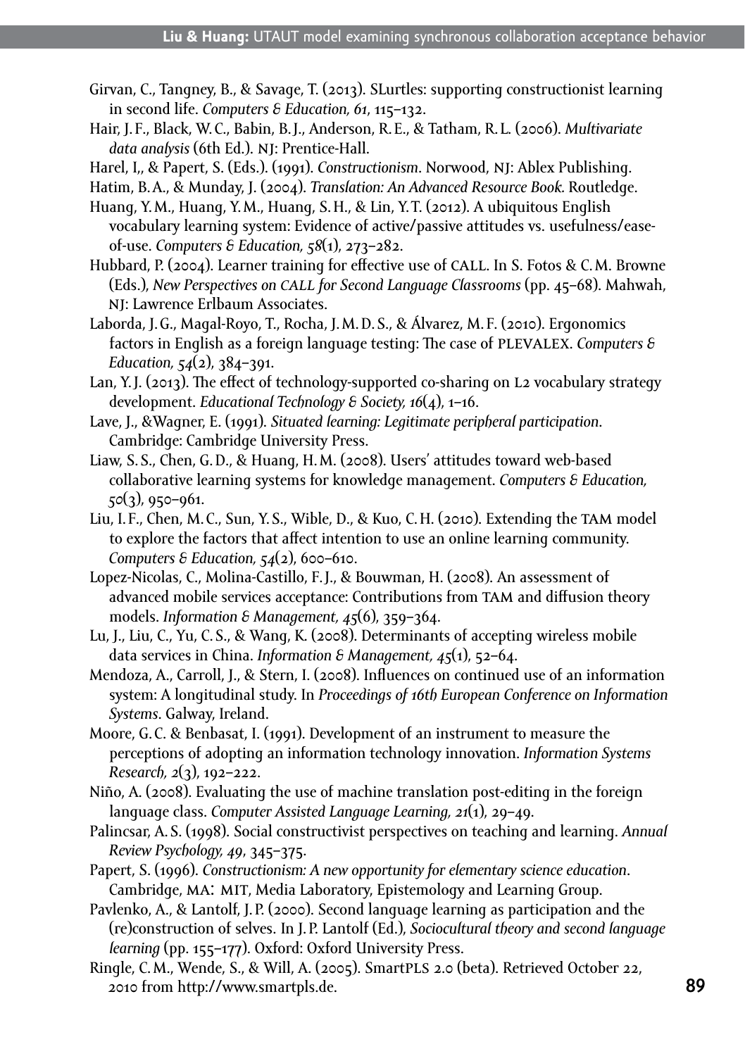Girvan, C., Tangney, B., & Savage, T. (2013). SLurtles: supporting constructionist learning in second life. *Computers & Education, 61*, 115–132.

Hair, J. F., Black, W. C., Babin, B. J., Anderson, R. E., & Tatham, R. L. (2006). *Multivariate data analysis* (6th Ed.). NJ: Prentice-Hall.

Harel, I,, & Papert, S. (Eds.). (1991). *Constructionism*. Norwood, NJ: Ablex Publishing.

Hatim, B. A., & Munday, J. (2004). *Translation: An Advanced Resource Book.* Routledge.

Huang, Y. M., Huang, Y. M., Huang, S. H., & Lin, Y. T. (2012). A ubiquitous English vocabulary learning system: Evidence of active/passive attitudes vs. usefulness/ease-of-use. *Computers & Education, 58*(1), 273–282.

Hubbard, P. (2004). Learner training for effective use of CALL. In S. Fotos & C. M. Browne (Eds.), *New Perspectives on CALL for Second Language Classrooms* (pp. 45–68). Mahwah, NJ: Lawrence Erlbaum Associates.

Laborda, J. G., Magal-Royo, T., Rocha, J. M. D. S., & Álvarez, M. F. (2010). Ergonomics factors in English as a foreign language testing: The case of PLEVALEX. *Computers & Education, 54*(2), 384–391.

Lan, Y. J. (2013). The effect of technology-supported co-sharing on L2 vocabulary strategy development. *Educational Technology & Society, 16*(4), 1–16.

Lave, J., &Wagner, E. (1991). *Situated learning: Legitimate peripheral participation*. Cambridge: Cambridge University Press.

Liaw, S. S., Chen, G. D., & Huang, H. M. (2008). Users' attitudes toward web-based collaborative learning systems for knowledge management. *Computers & Education, 50*(3), 950–961.

Liu, I. F., Chen, M. C., Sun, Y. S., Wible, D., & Kuo, C. H. (2010). Extending the TAM model to explore the factors that affect intention to use an online learning community. *Computers & Education, 54*(2), 600–610.

Lopez-Nicolas, C., Molina-Castillo, F. J., & Bouwman, H. (2008). An assessment of advanced mobile services acceptance: Contributions from TAM and diffusion theory models. *Information & Management, 45*(6), 359–364.

Lu, J., Liu, C., Yu, C. S., & Wang, K. (2008). Determinants of accepting wireless mobile data services in China. *Information & Management, 45*(1), 52–64.

Mendoza, A., Carroll, J., & Stern, I. (2008). Influences on continued use of an information system: A longitudinal study. In *Proceedings of 16th European Conference on Information Systems*. Galway, Ireland.

Moore, G. C. & Benbasat, I. (1991). Development of an instrument to measure the perceptions of adopting an information technology innovation. *Information Systems Research, 2*(3), 192–222.

Niño, A. (2008). Evaluating the use of machine translation post-editing in the foreign language class. *Computer Assisted Language Learning, 21*(1), 29–49.

Palincsar, A. S. (1998). Social constructivist perspectives on teaching and learning. *Annual Review Psychology, 49*, 345–375.

Papert, S. (1996). *Constructionism: A new opportunity for elementary science education*. Cambridge, MA: MIT, Media Laboratory, Epistemology and Learning Group.

Pavlenko, A., & Lantolf, J. P. (2000). Second language learning as participation and the (re)construction of selves. In J. P. Lantolf (Ed.), *Sociocultural theory and second language learning* (pp. 155–177). Oxford: Oxford University Press.

Ringle, C. M., Wende, S., & Will, A. (2005). SmartPLS 2.0 (beta). Retrieved October 22, 2010 from http://www.smartpls.de.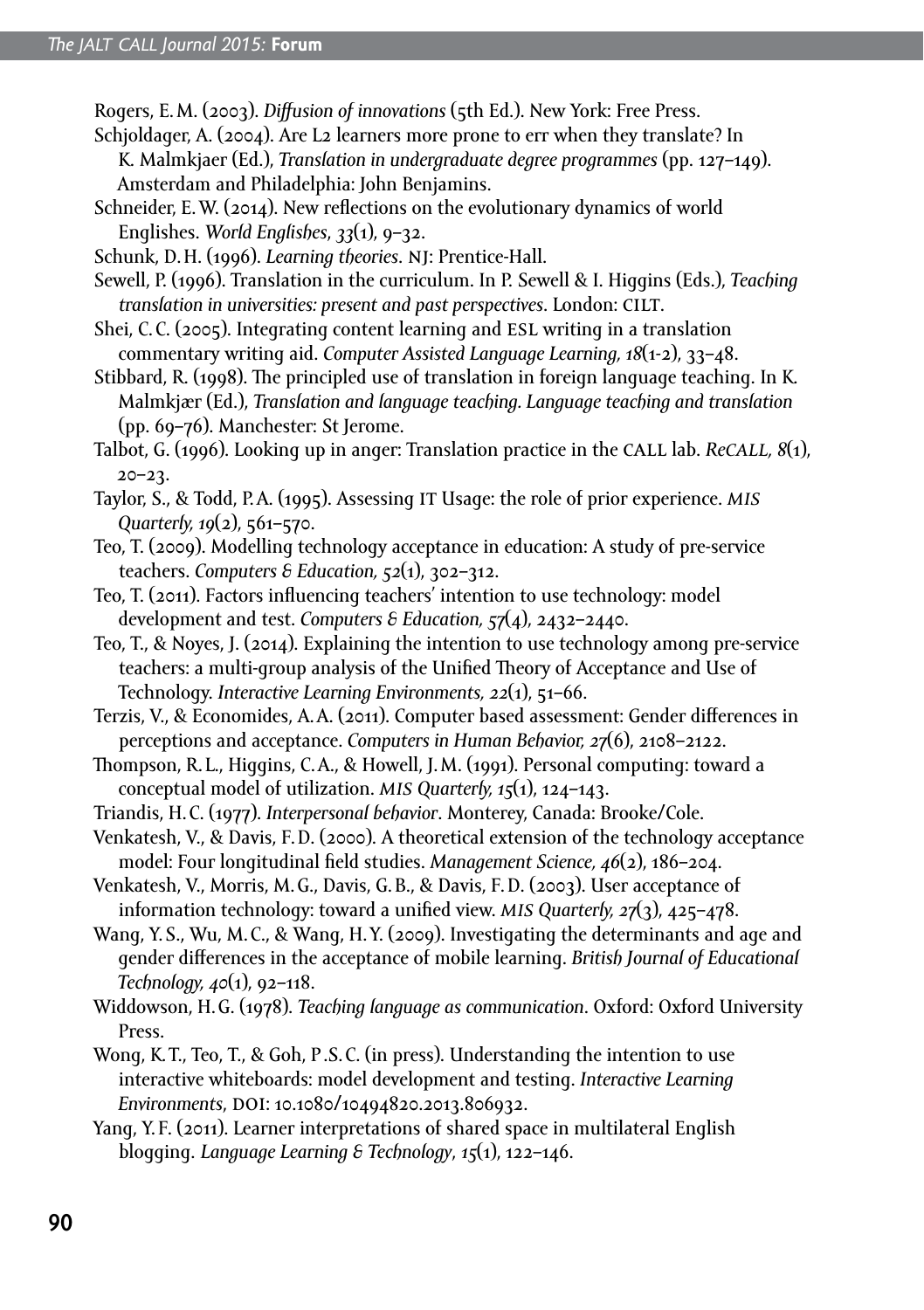Rogers, E. M. (2003). *Diffusion of innovations* (5th Ed.). New York: Free Press.

Schjoldager, A. (2004). Are L2 learners more prone to err when they translate? In K. Malmkjaer (Ed.), *Translation in undergraduate degree programmes* (pp. 127–149). Amsterdam and Philadelphia: John Benjamins.

Schneider, E. W. (2014). New reflections on the evolutionary dynamics of world Englishes. *World Englishes, 33*(1), 9–32.

Schunk, D. H. (1996). *Learning theories*. NJ: Prentice-Hall.

Sewell, P. (1996). Translation in the curriculum. In P. Sewell & I. Higgins (Eds.), *Teaching translation in universities: present and past perspectives*. London: CILT.

Shei, C. C. (2005). Integrating content learning and ESL writing in a translation commentary writing aid. *Computer Assisted Language Learning, 18*(1-2), 33–48.

Stibbard, R. (1998). The principled use of translation in foreign language teaching. In K. Malmkjær (Ed.), *Translation and language teaching. Language teaching and translation* (pp. 69–76). Manchester: St Jerome.

Talbot, G. (1996). Looking up in anger: Translation practice in the CALL lab. *ReCALL, 8*(1), 20–23.

Taylor, S., & Todd, P. A. (1995). Assessing IT Usage: the role of prior experience. *MIS Quarterly, 19*(2), 561–570.

Teo, T. (2009). Modelling technology acceptance in education: A study of pre-service teachers. *Computers & Education, 52*(1), 302–312.

Teo, T. (2011). Factors influencing teachers' intention to use technology: model development and test. *Computers & Education, 57*(4), 2432–2440.

Teo, T., & Noyes, J. (2014). Explaining the intention to use technology among pre-service teachers: a multi-group analysis of the Unified Theory of Acceptance and Use of Technology. *Interactive Learning Environments, 22*(1), 51–66.

Terzis, V., & Economides, A. A. (2011). Computer based assessment: Gender differences in perceptions and acceptance. *Computers in Human Behavior, 27*(6), 2108–2122.

Thompson, R. L., Higgins, C. A., & Howell, J. M. (1991). Personal computing: toward a conceptual model of utilization. *MIS Quarterly, 15*(1), 124–143.

Triandis, H. C. (1977). *Interpersonal behavior*. Monterey, Canada: Brooke/Cole.

Venkatesh, V., & Davis, F. D. (2000). A theoretical extension of the technology acceptance model: Four longitudinal field studies. *Management Science, 46*(2), 186–204.

Venkatesh, V., Morris, M. G., Davis, G. B., & Davis, F. D. (2003). User acceptance of information technology: toward a unified view. *MIS Quarterly, 27*(3), 425–478.

Wang, Y. S., Wu, M. C., & Wang, H. Y. (2009). Investigating the determinants and age and gender differences in the acceptance of mobile learning. *British Journal of Educational Technology, 40*(1), 92–118.

Widdowson, H. G. (1978). *Teaching language as communication*. Oxford: Oxford University Press.

Wong, K. T., Teo, T., & Goh, P. S. C. (in press). Understanding the intention to use interactive whiteboards: model development and testing. *Interactive Learning Environments*, DOI: 10.1080/10494820.2013.806932.

Yang, Y. F. (2011). Learner interpretations of shared space in multilateral English blogging. *Language Learning & Technology*, *15*(1), 122–146.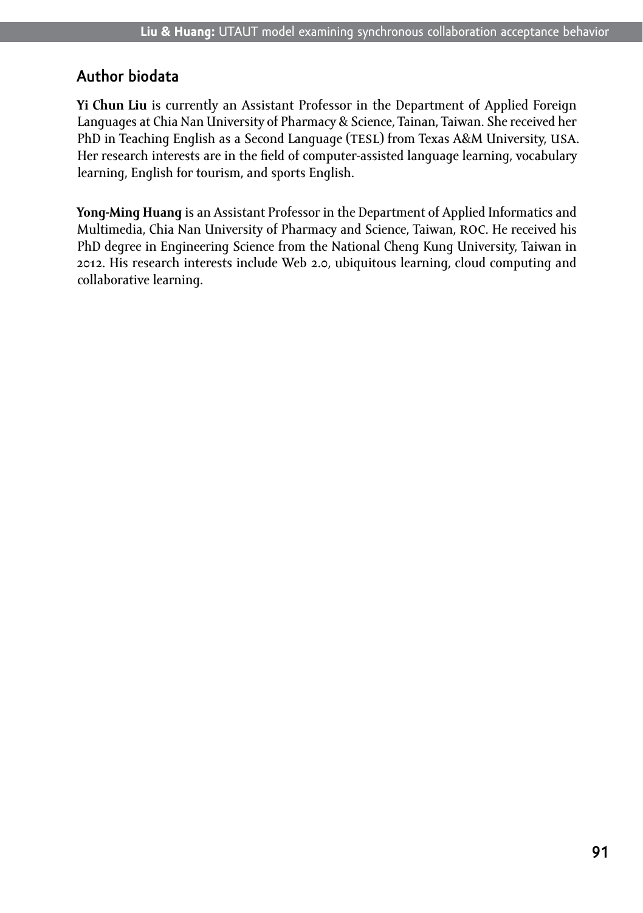## Author biodata

**Yi Chun Liu** is currently an Assistant Professor in the Department of Applied Foreign Languages at Chia Nan University of Pharmacy & Science, Tainan, Taiwan. She received her PhD in Teaching English as a Second Language (TESL) from Texas A&M University, USA. Her research interests are in the field of computer-assisted language learning, vocabulary learning, English for tourism, and sports English.

**Yong-Ming Huang** is an Assistant Professor in the Department of Applied Informatics and Multimedia, Chia Nan University of Pharmacy and Science, Taiwan, ROC. He received his PhD degree in Engineering Science from the National Cheng Kung University, Taiwan in 2012. His research interests include Web 2.0, ubiquitous learning, cloud computing and collaborative learning.